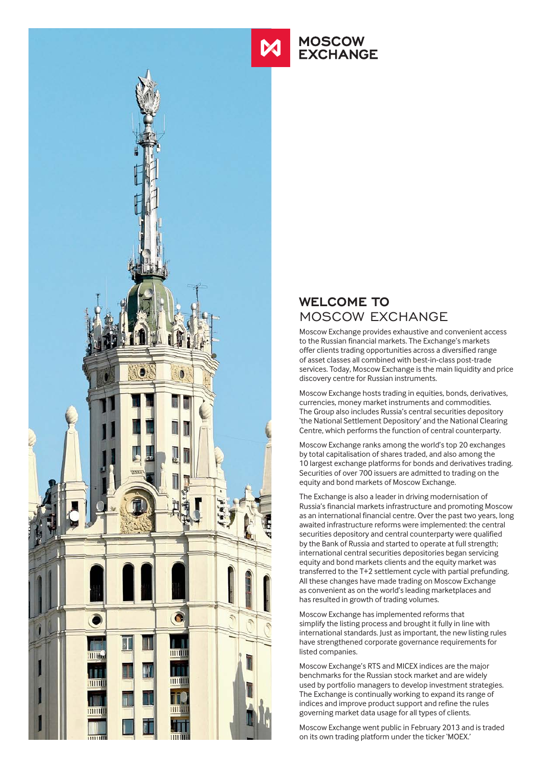MOSCOW EXCHANGE

# WELCOME TO MOSCOW EXCHANGE

Moscow Exchange provides exhaustive and convenient access to the Russian financial markets. The Exchange's markets offer clients trading opportunities across a diversified range of asset classes all combined with best-in-class post-trade services. Today, Moscow Exchange is the main liquidity and price discovery centre for Russian instruments.

Moscow Exchange hosts trading in equities, bonds, derivatives, currencies, money market instruments and commodities. The Group also includes Russia's central securities depository 'the National Settlement Depository' and the National Clearing Centre, which performs the function of central counterparty.

Moscow Exchange ranks among the world's top 20 exchanges by total capitalisation of shares traded, and also among the 10 largest exchange platforms for bonds and derivatives trading. Securities of over 700 issuers are admitted to trading on the equity and bond markets of Moscow Exchange.

The Exchange is also a leader in driving modernisation of Russia's financial markets infrastructure and promoting Moscow as an international financial centre. Over the past two years, long awaited infrastructure reforms were implemented: the central securities depository and central counterparty were qualified by the Bank of Russia and started to operate at full strength; international central securities depositories began servicing equity and bond markets clients and the equity market was transferred to the T+2 settlement cycle with partial prefunding. All these changes have made trading on Moscow Exchange as convenient as on the world's leading marketplaces and has resulted in growth of trading volumes.

Moscow Exchange has implemented reforms that simplify the listing process and brought it fully in line with international standards. Just as important, the new listing rules have strengthened corporate governance requirements for listed companies.

Moscow Exchange's RTS and MICEX indices are the major benchmarks for the Russian stock market and are widely used by portfolio managers to develop investment strategies. The Exchange is continually working to expand its range of indices and improve product support and refine the rules governing market data usage for all types of clients.

Moscow Exchange went public in February 2013 and is traded on its own trading platform under the ticker 'MOEX.'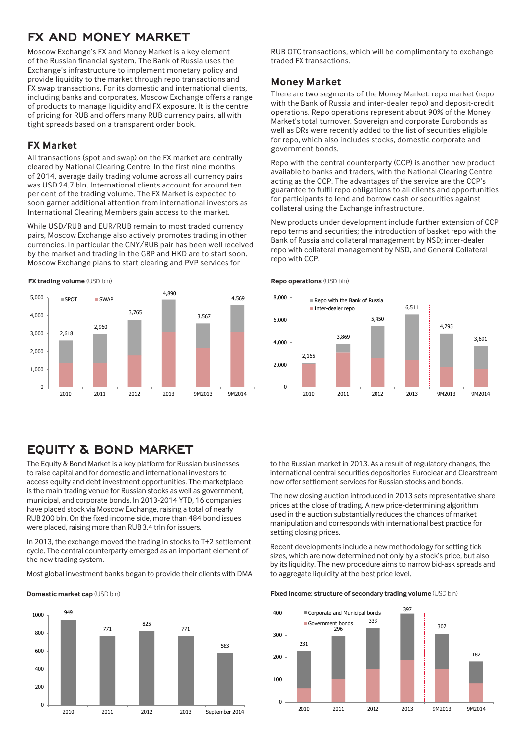# FX AND MONEY MARKET

Moscow Exchange's FX and Money Market is a key element of the Russian financial system. The Bank of Russia uses the Exchange's infrastructure to implement monetary policy and provide liquidity to the market through repo transactions and FX swap transactions. For its domestic and international clients, including banks and corporates, Moscow Exchange offers a range of products to manage liquidity and FX exposure. It is the centre of pricing for RUB and offers many RUB currency pairs, all with tight spreads based on a transparent order book.

## FX Market

All transactions (spot and swap) on the FX market are centrally cleared by National Clearing Centre. In the first nine months of 2014, average daily trading volume across all currency pairs was USD 24.7 bln. International clients account for around ten per cent of the trading volume. The FX Market is expected to soon garner additional attention from international investors as International Clearing Members gain access to the market.

While USD/RUB and EUR/RUB remain to most traded currency pairs, Moscow Exchange also actively promotes trading in other currencies. In particular the CNY/RUB pair has been well received by the market and trading in the GBP and HKD are to start soon. Moscow Exchange plans to start clearing and PVP services for RUB OTC transactions, which will be complimentary to exchange traded FX transactions.

**FX trading volume** (USD bln)

| | 2010 | 2011 | 2012 | 2013 | 9M2013 | 9M2014 |
|---|---|---|---|---|---|---|
| Total (SPOT + SWAP) | 2,618 | 2,960 | 3,765 | 4,890 | 3,567 | 4,569 |

## Money Market

There are two segments of the Money Market: repo market (repo with the Bank of Russia and inter-dealer repo) and deposit-credit operations. Repo operations represent about 90% of the Money Market's total turnover. Sovereign and corporate Eurobonds as well as DRs were recently added to the list of securities eligible for repo, which also includes stocks, domestic corporate and government bonds.

Repo with the central counterparty (CCP) is another new product available to banks and traders, with the National Clearing Centre acting as the CCP. The advantages of the service are the CCP's guarantee to fulfil repo obligations to all clients and opportunities for participants to lend and borrow cash or securities against collateral using the Exchange infrastructure.

New products under development include further extension of CCP repo terms and securities; the introduction of basket repo with the Bank of Russia and collateral management by NSD; inter-dealer repo with collateral management by NSD, and General Collateral repo with CCP.

**Repo operations** (USD bln)

| | 2010 | 2011 | 2012 | 2013 | 9M2013 | 9M2014 |
|---|---|---|---|---|---|---|
| Total (Repo with the Bank of Russia + Inter-dealer repo) | 2,165 | 3,869 | 5,450 | 6,511 | 4,795 | 3,691 |

# EQUITY & BOND MARKET

The Equity & Bond Market is a key platform for Russian businesses to raise capital and for domestic and international investors to access equity and debt investment opportunities. The marketplace is the main trading venue for Russian stocks as well as government, municipal, and corporate bonds. In 2013-2014 YTD, 16 companies have placed stock via Moscow Exchange, raising a total of nearly RUB 200 bln. On the fixed income side, more than 484 bond issues were placed, raising more than RUB 3.4 trln for issuers.

In 2013, the exchange moved the trading in stocks to T+2 settlement cycle. The central counterparty emerged as an important element of the new trading system.

Most global investment banks began to provide their clients with DMA to the Russian market in 2013. As a result of regulatory changes, the international central securities depositories Euroclear and Clearstream now offer settlement services for Russian stocks and bonds.

The new closing auction introduced in 2013 sets representative share prices at the close of trading. A new price-determining algorithm used in the auction substantially reduces the chances of market manipulation and corresponds with international best practice for setting closing prices.

Recent developments include a new methodology for setting tick sizes, which are now determined not only by a stock's price, but also by its liquidity. The new procedure aims to narrow bid-ask spreads and to aggregate liquidity at the best price level.

**Domestic market cap** (USD bln)

| 2010 | 2011 | 2012 | 2013 | September 2014 |
|---|---|---|---|---|
| 949 | 771 | 825 | 771 | 583 |

**Fixed Income: structure of secondary trading volume** (USD bln)

| | 2010 | 2011 | 2012 | 2013 | 9M2013 | 9M2014 |
|---|---|---|---|---|---|---|
| Total (Corporate and Municipal bonds + Government bonds) | 231 | 296 | 333 | 397 | 307 | 182 |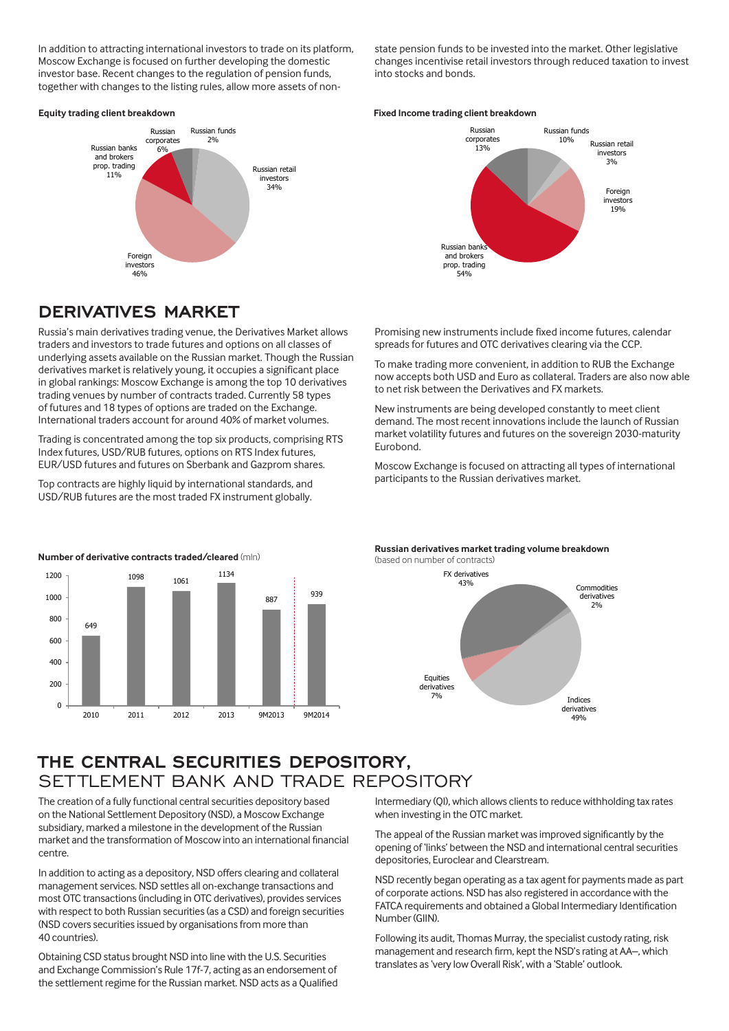In addition to attracting international investors to trade on its platform, Moscow Exchange is focused on further developing the domestic investor base. Recent changes to the regulation of pension funds, together with changes to the listing rules, allow more assets of non-state pension funds to be invested into the market. Other legislative changes incentivise retail investors through reduced taxation to invest into stocks and bonds.

**Equity trading client breakdown**

| Client | Share |
|---|---|
| Russian funds | 2% |
| Russian retail investors | 34% |
| Foreign investors | 46% |
| Russian banks and brokers prop. trading | 11% |
| Russian corporates | 6% |

**Fixed Income trading client breakdown**

| Client | Share |
|---|---|
| Russian funds | 10% |
| Russian retail investors | 3% |
| Foreign investors | 19% |
| Russian banks and brokers prop. trading | 54% |
| Russian corporates | 13% |

## DERIVATIVES MARKET

Russia's main derivatives trading venue, the Derivatives Market allows traders and investors to trade futures and options on all classes of underlying assets available on the Russian market. Though the Russian derivatives market is relatively young, it occupies a significant place in global rankings: Moscow Exchange is among the top 10 derivatives trading venues by number of contracts traded. Currently 58 types of futures and 18 types of options are traded on the Exchange. International traders account for around 40% of market volumes.

Trading is concentrated among the top six products, comprising RTS Index futures, USD/RUB futures, options on RTS Index futures, EUR/USD futures and futures on Sberbank and Gazprom shares.

Top contracts are highly liquid by international standards, and USD/RUB futures are the most traded FX instrument globally.

Promising new instruments include fixed income futures, calendar spreads for futures and OTC derivatives clearing via the CCP.

To make trading more convenient, in addition to RUB the Exchange now accepts both USD and Euro as collateral. Traders are also now able to net risk between the Derivatives and FX markets.

New instruments are being developed constantly to meet client demand. The most recent innovations include the launch of Russian market volatility futures and futures on the sovereign 2030-maturity Eurobond.

Moscow Exchange is focused on attracting all types of international participants to the Russian derivatives market.

**Number of derivative contracts traded/cleared** (mln)

| 2010 | 2011 | 2012 | 2013 | 9M2013 | 9M2014 |
|---|---|---|---|---|---|
| 649 | 1098 | 1061 | 1134 | 887 | 939 |

**Russian derivatives market trading volume breakdown**
(based on number of contracts)

| Type | Share |
|---|---|
| FX derivatives | 43% |
| Commodities derivatives | 2% |
| Indices derivatives | 49% |
| Equities derivatives | 7% |

## THE CENTRAL SECURITIES DEPOSITORY, SETTLEMENT BANK AND TRADE REPOSITORY

The creation of a fully functional central securities depository based on the National Settlement Depository (NSD), a Moscow Exchange subsidiary, marked a milestone in the development of the Russian market and the transformation of Moscow into an international financial centre.

In addition to acting as a depository, NSD offers clearing and collateral management services. NSD settles all on-exchange transactions and most OTC transactions (including in OTC derivatives), provides services with respect to both Russian securities (as a CSD) and foreign securities (NSD covers securities issued by organisations from more than 40 countries).

Obtaining CSD status brought NSD into line with the U.S. Securities and Exchange Commission's Rule 17f-7, acting as an endorsement of the settlement regime for the Russian market. NSD acts as a Qualified Intermediary (QI), which allows clients to reduce withholding tax rates when investing in the OTC market.

The appeal of the Russian market was improved significantly by the opening of 'links' between the NSD and international central securities depositories, Euroclear and Clearstream.

NSD recently began operating as a tax agent for payments made as part of corporate actions. NSD has also registered in accordance with the FATCA requirements and obtained a Global Intermediary Identification Number (GIIN).

Following its audit, Thomas Murray, the specialist custody rating, risk management and research firm, kept the NSD's rating at AA–, which translates as 'very low Overall Risk', with a 'Stable' outlook.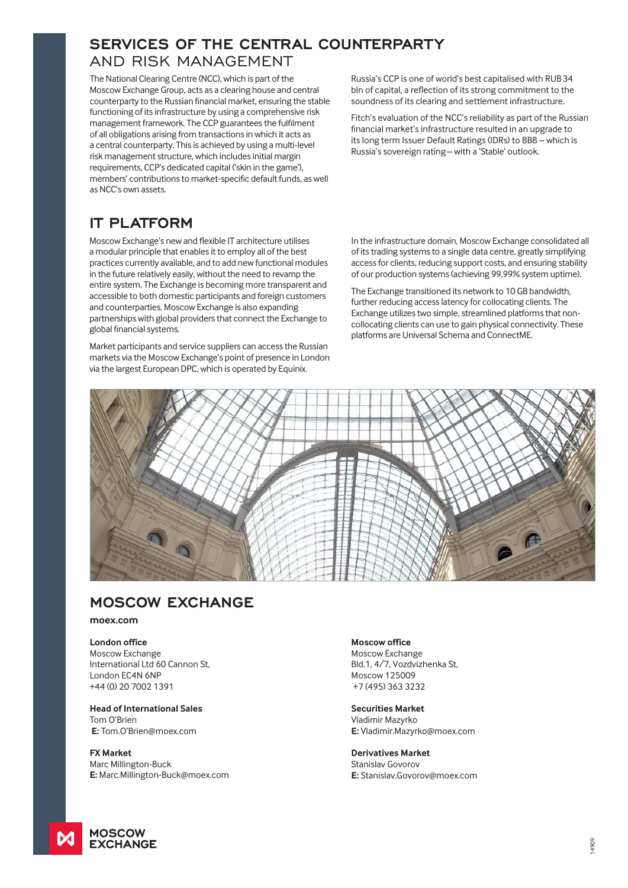## SERVICES OF THE CENTRAL COUNTERPARTY AND RISK MANAGEMENT

The National Clearing Centre (NCC), which is part of the Moscow Exchange Group, acts as a clearing house and central counterparty to the Russian financial market, ensuring the stable functioning of its infrastructure by using a comprehensive risk management framework. The CCP guarantees the fulfilment of all obligations arising from transactions in which it acts as a central counterparty. This is achieved by using a multi-level risk management structure, which includes initial margin requirements, CCP's dedicated capital ('skin in the game'), members' contributions to market-specific default funds, as well as NCC's own assets.

Russia's CCP is one of world's best capitalised with RUB 34 bln of capital, a reflection of its strong commitment to the soundness of its clearing and settlement infrastructure.

Fitch's evaluation of the NCC's reliability as part of the Russian financial market's infrastructure resulted in an upgrade to its long term Issuer Default Ratings (IDRs) to BBB – which is Russia's sovereign rating – with a 'Stable' outlook.

## IT PLATFORM

Moscow Exchange's new and flexible IT architecture utilises a modular principle that enables it to employ all of the best practices currently available, and to add new functional modules in the future relatively easily, without the need to revamp the entire system. The Exchange is becoming more transparent and accessible to both domestic participants and foreign customers and counterparties. Moscow Exchange is also expanding partnerships with global providers that connect the Exchange to global financial systems.

Market participants and service suppliers can access the Russian markets via the Moscow Exchange's point of presence in London via the largest European DPC, which is operated by Equinix.

In the infrastructure domain, Moscow Exchange consolidated all of its trading systems to a single data centre, greatly simplifying access for clients, reducing support costs, and ensuring stability of our production systems (achieving 99.99% system uptime).

The Exchange transitioned its network to 10 GB bandwidth, further reducing access latency for collocating clients. The Exchange utilizes two simple, streamlined platforms that non-collocating clients can use to gain physical connectivity. These platforms are Universal Schema and ConnectME.

## MOSCOW EXCHANGE

**moex.com**

**London office**
Moscow Exchange
International Ltd 60 Cannon St,
London EC4N 6NP
+44 (0) 20 7002 1391

**Head of International Sales**
Tom O'Brien
**E:** Tom.O'Brien@moex.com

**FX Market**
Marc Millington-Buck
**E:** Marc.Millington-Buck@moex.com

**Moscow office**
Moscow Exchange
Bld.1, 4/7, Vozdvizhenka St,
Moscow 125009
+7 (495) 363 3232

**Securities Market**
Vladimir Mazyrko
**E:** Vladimir.Mazyrko@moex.com

**Derivatives Market**
Stanislav Govorov
**E:** Stanislav.Govorov@moex.com